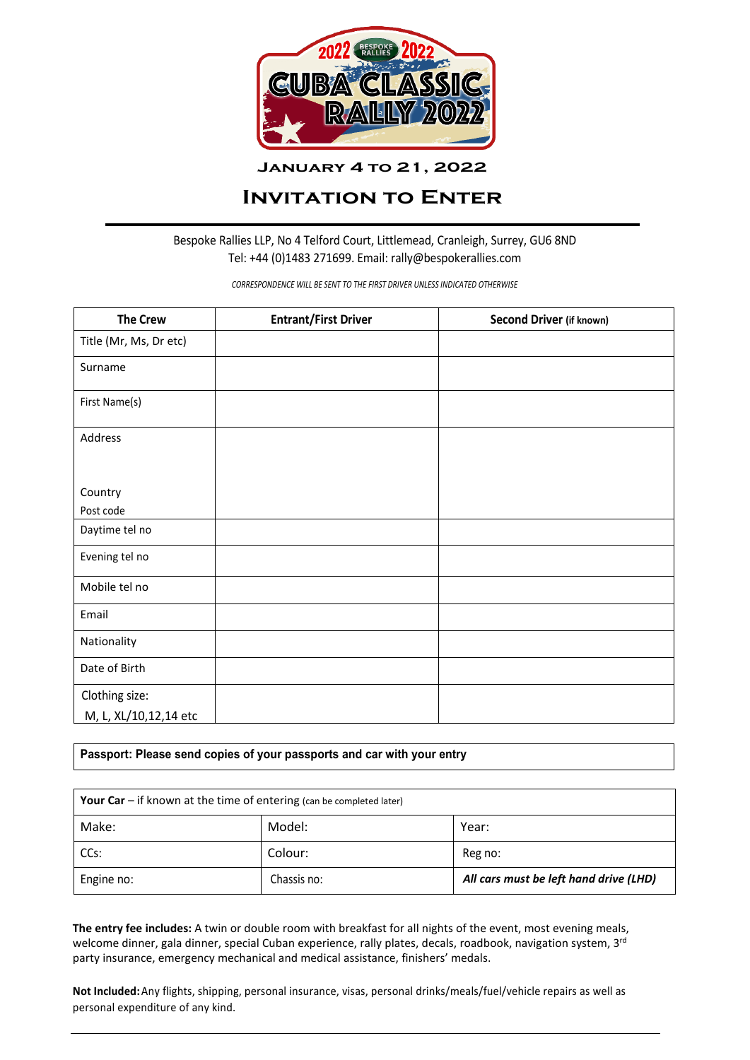# Cuba Classic Rally 2022

**January 4 to 21, 2022**

# Invitation to Enter

---

Bespoke Rallies LLP, No 4 Telford Court, Littlemead, Cranleigh, Surrey, GU6 8ND
Tel: +44 (0)1483 271699. Email: rally@bespokerallies.com

*CORRESPONDENCE WILL BE SENT TO THE FIRST DRIVER UNLESS INDICATED OTHERWISE*

| The Crew | Entrant/First Driver | Second Driver (if known) |
|---|---|---|
| Title (Mr, Ms, Dr etc) | | |
| Surname | | |
| First Name(s) | | |
| Address<br><br>Country<br>Post code | | |
| Daytime tel no | | |
| Evening tel no | | |
| Mobile tel no | | |
| Email | | |
| Nationality | | |
| Date of Birth | | |
| Clothing size:<br>M, L, XL/10,12,14 etc | | |

**Passport: Please send copies of your passports and car with your entry**

| **Your Car** – if known at the time of entering (can be completed later) | | |
|---|---|---|
| Make: | Model: | Year: |
| CCs: | Colour: | Reg no: |
| Engine no: | Chassis no: | ***All cars must be left hand drive (LHD)*** |

**The entry fee includes:** A twin or double room with breakfast for all nights of the event, most evening meals, welcome dinner, gala dinner, special Cuban experience, rally plates, decals, roadbook, navigation system, 3rd party insurance, emergency mechanical and medical assistance, finishers' medals.

**Not Included:** Any flights, shipping, personal insurance, visas, personal drinks/meals/fuel/vehicle repairs as well as personal expenditure of any kind.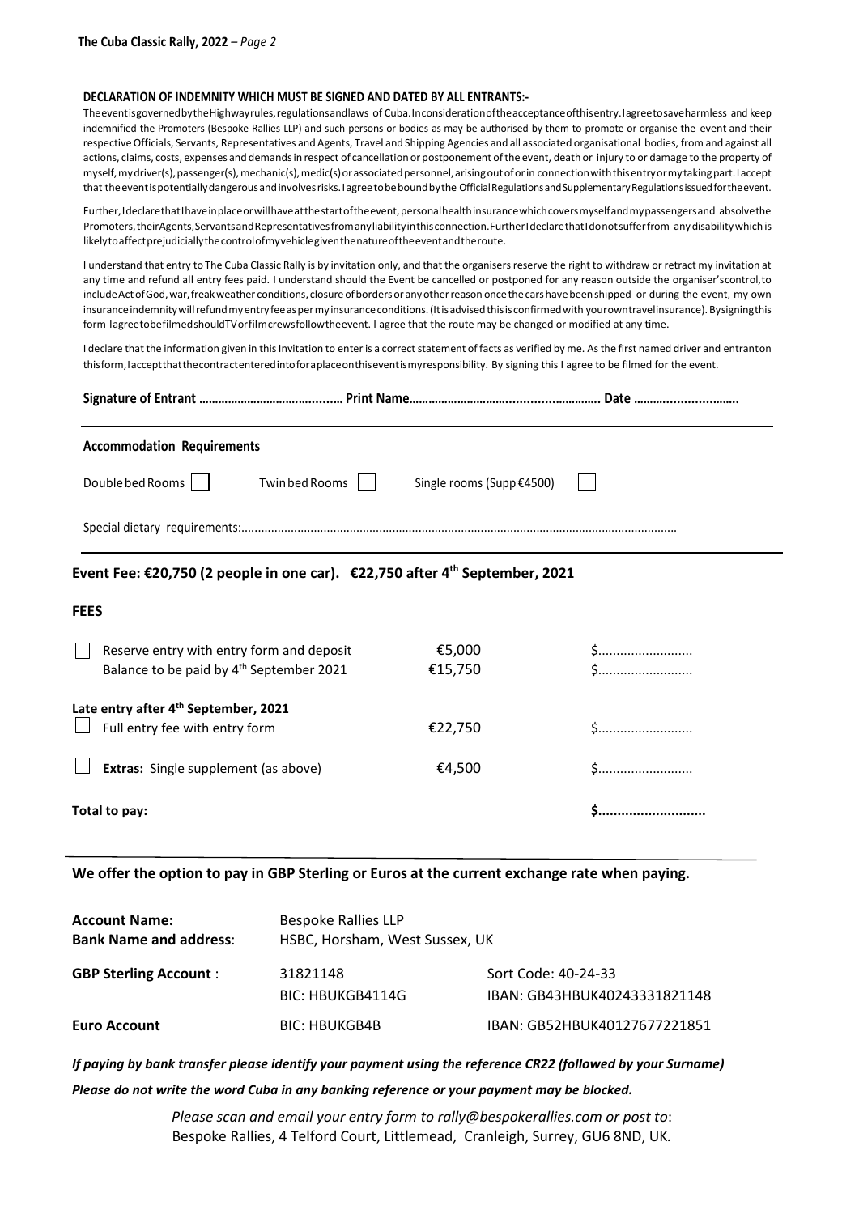**DECLARATION OF INDEMNITY WHICH MUST BE SIGNED AND DATED BY ALL ENTRANTS:-**

The event is governed by the Highway rules, regulations and laws of Cuba. In consideration of the acceptance of this entry. I agree to save harmless and keep indemnified the Promoters (Bespoke Rallies LLP) and such persons or bodies as may be authorised by them to promote or organise the event and their respective Officials, Servants, Representatives and Agents, Travel and Shipping Agencies and all associated organisational bodies, from and against all actions, claims, costs, expenses and demands in respect of cancellation or postponement of the event, death or injury to or damage to the property of myself, my driver(s), passenger(s), mechanic(s), medic(s) or associated personnel, arising out of or in connection with this entry or my taking part. I accept that the event is potentially dangerous and involves risks. I agree to be bound by the Official Regulations and Supplementary Regulations issued for the event.

Further, I declare that I have in place or will have at the start of the event, personal health insurance which covers myself and my passengers and absolve the Promoters, their Agents, Servants and Representatives from any liability in this connection. Further I declare that I do not suffer from any disability which is likely to affect prejudicially the control of my vehicle given the nature of the event and the route.

I understand that entry to The Cuba Classic Rally is by invitation only, and that the organisers reserve the right to withdraw or retract my invitation at any time and refund all entry fees paid. I understand should the Event be cancelled or postponed for any reason outside the organiser's control, to include Act of God, war, freak weather conditions, closure of borders or any other reason once the cars have been shipped or during the event, my own insurance indemnity will refund my entry fee as per my insurance conditions. (It is advised this is confirmed with your own travel insurance). By signing this form I agree to be filmed should TV or film crews follow the event. I agree that the route may be changed or modified at any time.

I declare that the information given in this Invitation to enter is a correct statement of facts as verified by me. As the first named driver and entrant on this form, I accept that the contract entered into for a place on this event is my responsibility. By signing this I agree to be filmed for the event.

**Signature of Entrant ……………………………........ Print Name…………………………............……….. Date ……….................**

**Accommodation Requirements**

Double bed Rooms ☐ Twin bed Rooms ☐ Single rooms (Supp €4500) ☐

Special dietary requirements:…………………………………………………………………………………………………………………

**Event Fee: €20,750 (2 people in one car). €22,750 after 4th September, 2021**

**FEES**

| | | |
|---|---|---|
| ☐ Reserve entry with entry form and deposit | €5,000 | $…………………….. |
| Balance to be paid by 4th September 2021 | €15,750 | $…………………….. |
| **Late entry after 4th September, 2021** | | |
| ☐ Full entry fee with entry form | €22,750 | $…………………….. |
| ☐ **Extras:** Single supplement (as above) | €4,500 | $…………………….. |
| **Total to pay:** | | **$………………………** |

**We offer the option to pay in GBP Sterling or Euros at the current exchange rate when paying.**

| | | |
|---|---|---|
| **Account Name:** | Bespoke Rallies LLP | |
| **Bank Name and address**: | HSBC, Horsham, West Sussex, UK | |
| **GBP Sterling Account** : | 31821148 | Sort Code: 40-24-33 |
| | BIC: HBUKGB4114G | IBAN: GB43HBUK40243331821148 |
| **Euro Account** | BIC: HBUKGB4B | IBAN: GB52HBUK40127677221851 |

***If paying by bank transfer please identify your payment using the reference CR22 (followed by your Surname)***

***Please do not write the word Cuba in any banking reference or your payment may be blocked.***

*Please scan and email your entry form to rally@bespokerallies.com or post to*:
Bespoke Rallies, 4 Telford Court, Littlemead, Cranleigh, Surrey, GU6 8ND, UK.